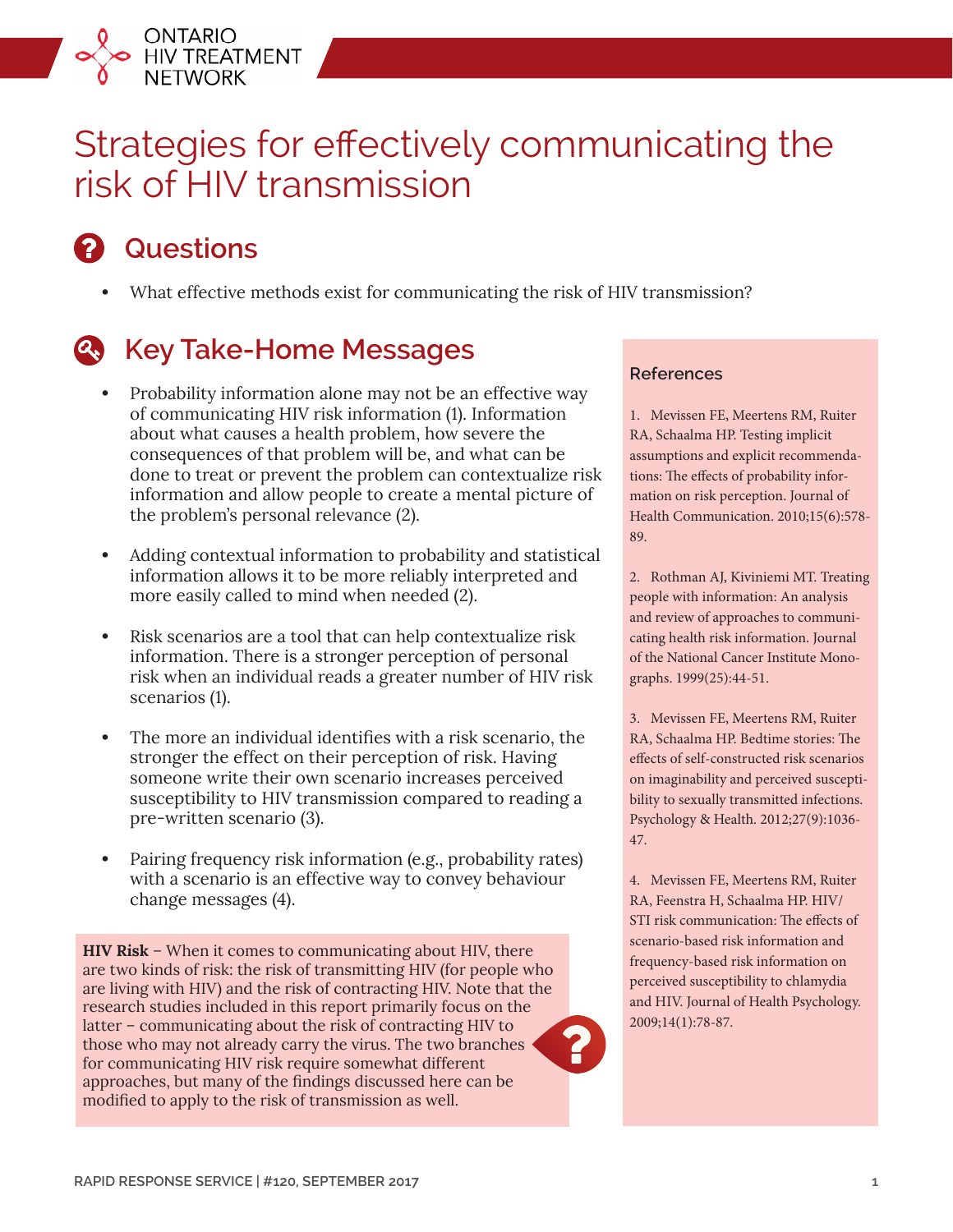ONTARIO HIV TREATMENT NETWORK

# Strategies for effectively communicating the risk of HIV transmission

## Questions

- What effective methods exist for communicating the risk of HIV transmission?

## Key Take-Home Messages

- Probability information alone may not be an effective way of communicating HIV risk information (1). Information about what causes a health problem, how severe the consequences of that problem will be, and what can be done to treat or prevent the problem can contextualize risk information and allow people to create a mental picture of the problem's personal relevance (2).

- Adding contextual information to probability and statistical information allows it to be more reliably interpreted and more easily called to mind when needed (2).

- Risk scenarios are a tool that can help contextualize risk information. There is a stronger perception of personal risk when an individual reads a greater number of HIV risk scenarios (1).

- The more an individual identifies with a risk scenario, the stronger the effect on their perception of risk. Having someone write their own scenario increases perceived susceptibility to HIV transmission compared to reading a pre-written scenario (3).

- Pairing frequency risk information (e.g., probability rates) with a scenario is an effective way to convey behaviour change messages (4).

**HIV Risk** – When it comes to communicating about HIV, there are two kinds of risk: the risk of transmitting HIV (for people who are living with HIV) and the risk of contracting HIV. Note that the research studies included in this report primarily focus on the latter – communicating about the risk of contracting HIV to those who may not already carry the virus. The two branches for communicating HIV risk require somewhat different approaches, but many of the findings discussed here can be modified to apply to the risk of transmission as well.

### References

1. Mevissen FE, Meertens RM, Ruiter RA, Schaalma HP. Testing implicit assumptions and explicit recommendations: The effects of probability information on risk perception. Journal of Health Communication. 2010;15(6):578-89.

2. Rothman AJ, Kiviniemi MT. Treating people with information: An analysis and review of approaches to communicating health risk information. Journal of the National Cancer Institute Monographs. 1999(25):44-51.

3. Mevissen FE, Meertens RM, Ruiter RA, Schaalma HP. Bedtime stories: The effects of self-constructed risk scenarios on imaginability and perceived susceptibility to sexually transmitted infections. Psychology & Health. 2012;27(9):1036-47.

4. Mevissen FE, Meertens RM, Ruiter RA, Feenstra H, Schaalma HP. HIV/STI risk communication: The effects of scenario-based risk information and frequency-based risk information on perceived susceptibility to chlamydia and HIV. Journal of Health Psychology. 2009;14(1):78-87.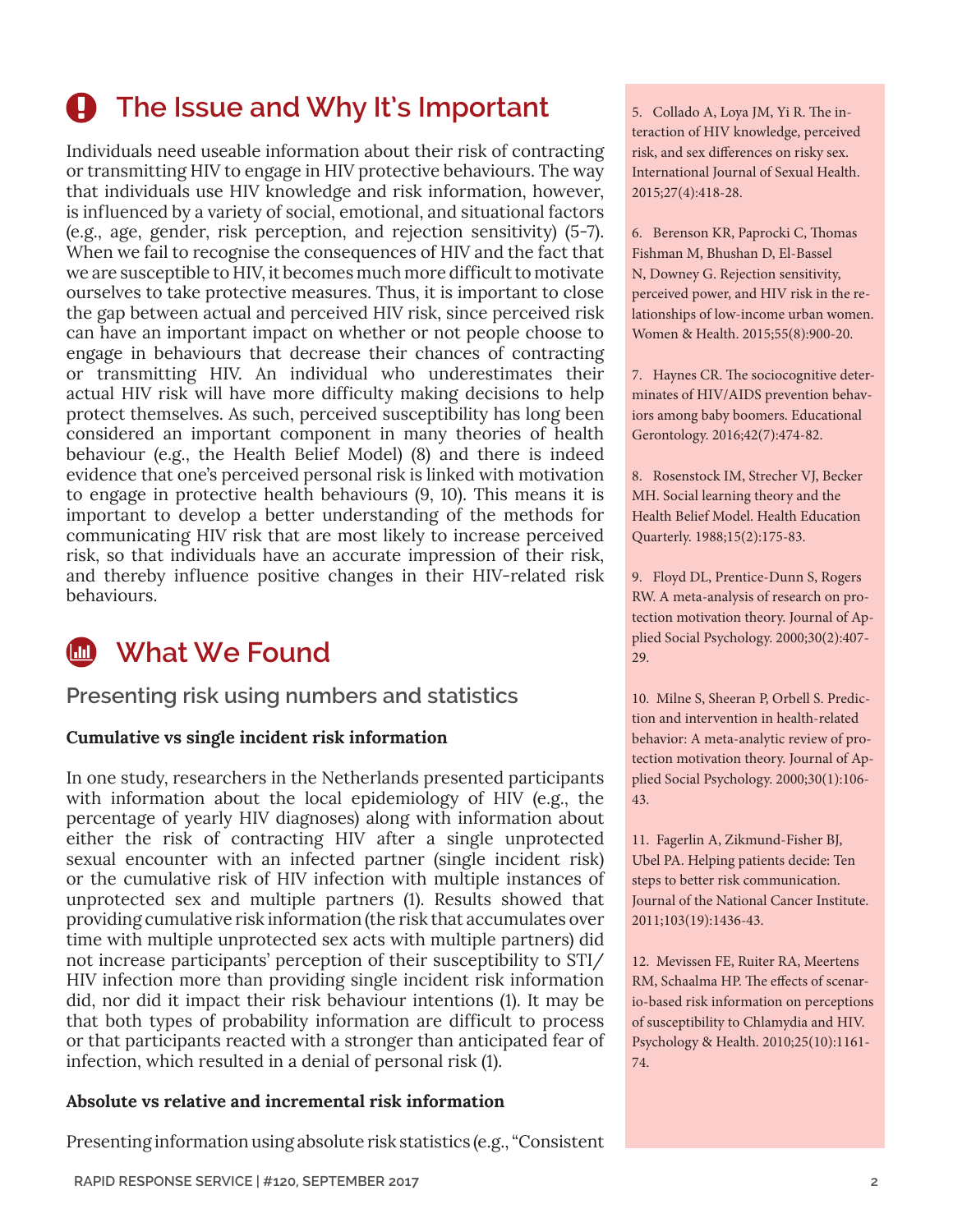## The Issue and Why It's Important

Individuals need useable information about their risk of contracting or transmitting HIV to engage in HIV protective behaviours. The way that individuals use HIV knowledge and risk information, however, is influenced by a variety of social, emotional, and situational factors (e.g., age, gender, risk perception, and rejection sensitivity) (5-7). When we fail to recognise the consequences of HIV and the fact that we are susceptible to HIV, it becomes much more difficult to motivate ourselves to take protective measures. Thus, it is important to close the gap between actual and perceived HIV risk, since perceived risk can have an important impact on whether or not people choose to engage in behaviours that decrease their chances of contracting or transmitting HIV. An individual who underestimates their actual HIV risk will have more difficulty making decisions to help protect themselves. As such, perceived susceptibility has long been considered an important component in many theories of health behaviour (e.g., the Health Belief Model) (8) and there is indeed evidence that one's perceived personal risk is linked with motivation to engage in protective health behaviours (9, 10). This means it is important to develop a better understanding of the methods for communicating HIV risk that are most likely to increase perceived risk, so that individuals have an accurate impression of their risk, and thereby influence positive changes in their HIV-related risk behaviours.

## What We Found

### Presenting risk using numbers and statistics

**Cumulative vs single incident risk information**

In one study, researchers in the Netherlands presented participants with information about the local epidemiology of HIV (e.g., the percentage of yearly HIV diagnoses) along with information about either the risk of contracting HIV after a single unprotected sexual encounter with an infected partner (single incident risk) or the cumulative risk of HIV infection with multiple instances of unprotected sex and multiple partners (1). Results showed that providing cumulative risk information (the risk that accumulates over time with multiple unprotected sex acts with multiple partners) did not increase participants' perception of their susceptibility to STI/HIV infection more than providing single incident risk information did, nor did it impact their risk behaviour intentions (1). It may be that both types of probability information are difficult to process or that participants reacted with a stronger than anticipated fear of infection, which resulted in a denial of personal risk (1).

**Absolute vs relative and incremental risk information**

Presenting information using absolute risk statistics (e.g., "Consistent

---

5. Collado A, Loya JM, Yi R. The interaction of HIV knowledge, perceived risk, and sex differences on risky sex. International Journal of Sexual Health. 2015;27(4):418-28.

6. Berenson KR, Paprocki C, Thomas Fishman M, Bhushan D, El-Bassel N, Downey G. Rejection sensitivity, perceived power, and HIV risk in the relationships of low-income urban women. Women & Health. 2015;55(8):900-20.

7. Haynes CR. The sociocognitive determinates of HIV/AIDS prevention behaviors among baby boomers. Educational Gerontology. 2016;42(7):474-82.

8. Rosenstock IM, Strecher VJ, Becker MH. Social learning theory and the Health Belief Model. Health Education Quarterly. 1988;15(2):175-83.

9. Floyd DL, Prentice-Dunn S, Rogers RW. A meta-analysis of research on protection motivation theory. Journal of Applied Social Psychology. 2000;30(2):407-29.

10. Milne S, Sheeran P, Orbell S. Prediction and intervention in health-related behavior: A meta-analytic review of protection motivation theory. Journal of Applied Social Psychology. 2000;30(1):106-43.

11. Fagerlin A, Zikmund-Fisher BJ, Ubel PA. Helping patients decide: Ten steps to better risk communication. Journal of the National Cancer Institute. 2011;103(19):1436-43.

12. Mevissen FE, Ruiter RA, Meertens RM, Schaalma HP. The effects of scenario-based risk information on perceptions of susceptibility to Chlamydia and HIV. Psychology & Health. 2010;25(10):1161-74.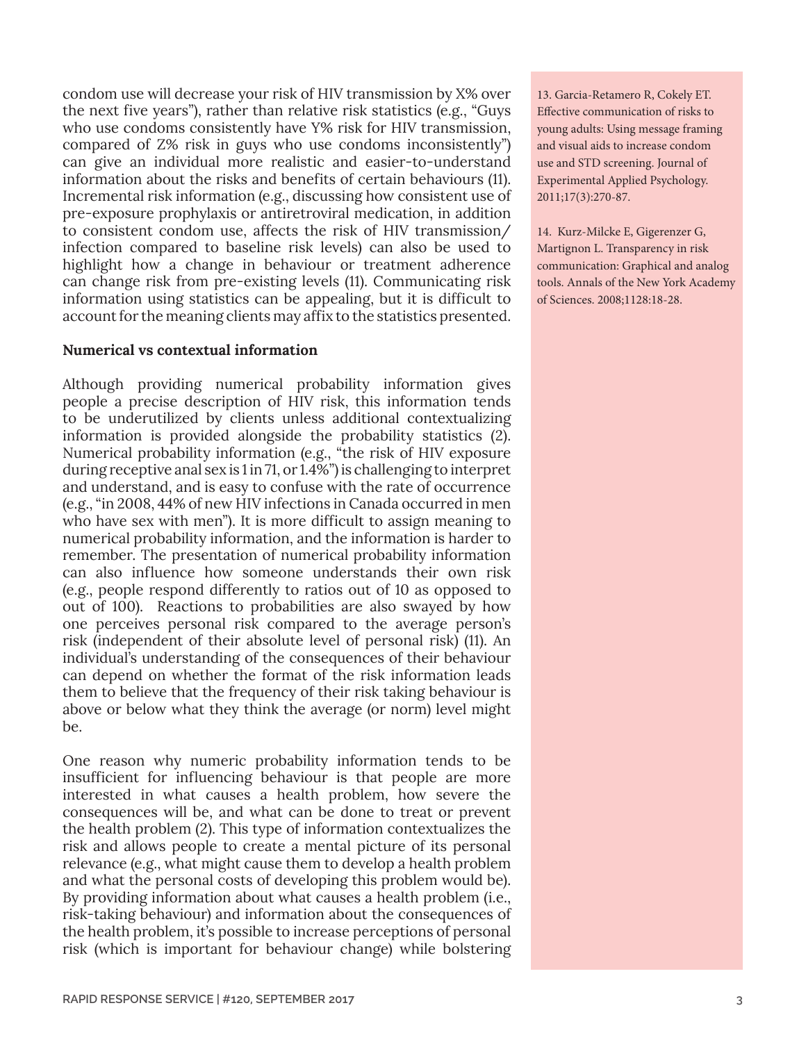condom use will decrease your risk of HIV transmission by X% over the next five years"), rather than relative risk statistics (e.g., "Guys who use condoms consistently have Y% risk for HIV transmission, compared of Z% risk in guys who use condoms inconsistently") can give an individual more realistic and easier-to-understand information about the risks and benefits of certain behaviours (11). Incremental risk information (e.g., discussing how consistent use of pre-exposure prophylaxis or antiretroviral medication, in addition to consistent condom use, affects the risk of HIV transmission/ infection compared to baseline risk levels) can also be used to highlight how a change in behaviour or treatment adherence can change risk from pre-existing levels (11). Communicating risk information using statistics can be appealing, but it is difficult to account for the meaning clients may affix to the statistics presented.

**Numerical vs contextual information**

Although providing numerical probability information gives people a precise description of HIV risk, this information tends to be underutilized by clients unless additional contextualizing information is provided alongside the probability statistics (2). Numerical probability information (e.g., "the risk of HIV exposure during receptive anal sex is 1 in 71, or 1.4%") is challenging to interpret and understand, and is easy to confuse with the rate of occurrence (e.g., "in 2008, 44% of new HIV infections in Canada occurred in men who have sex with men"). It is more difficult to assign meaning to numerical probability information, and the information is harder to remember. The presentation of numerical probability information can also influence how someone understands their own risk (e.g., people respond differently to ratios out of 10 as opposed to out of 100). Reactions to probabilities are also swayed by how one perceives personal risk compared to the average person's risk (independent of their absolute level of personal risk) (11). An individual's understanding of the consequences of their behaviour can depend on whether the format of the risk information leads them to believe that the frequency of their risk taking behaviour is above or below what they think the average (or norm) level might be.

One reason why numeric probability information tends to be insufficient for influencing behaviour is that people are more interested in what causes a health problem, how severe the consequences will be, and what can be done to treat or prevent the health problem (2). This type of information contextualizes the risk and allows people to create a mental picture of its personal relevance (e.g., what might cause them to develop a health problem and what the personal costs of developing this problem would be). By providing information about what causes a health problem (i.e., risk-taking behaviour) and information about the consequences of the health problem, it's possible to increase perceptions of personal risk (which is important for behaviour change) while bolstering

13. Garcia-Retamero R, Cokely ET. Effective communication of risks to young adults: Using message framing and visual aids to increase condom use and STD screening. Journal of Experimental Applied Psychology. 2011;17(3):270-87.

14. Kurz-Milcke E, Gigerenzer G, Martignon L. Transparency in risk communication: Graphical and analog tools. Annals of the New York Academy of Sciences. 2008;1128:18-28.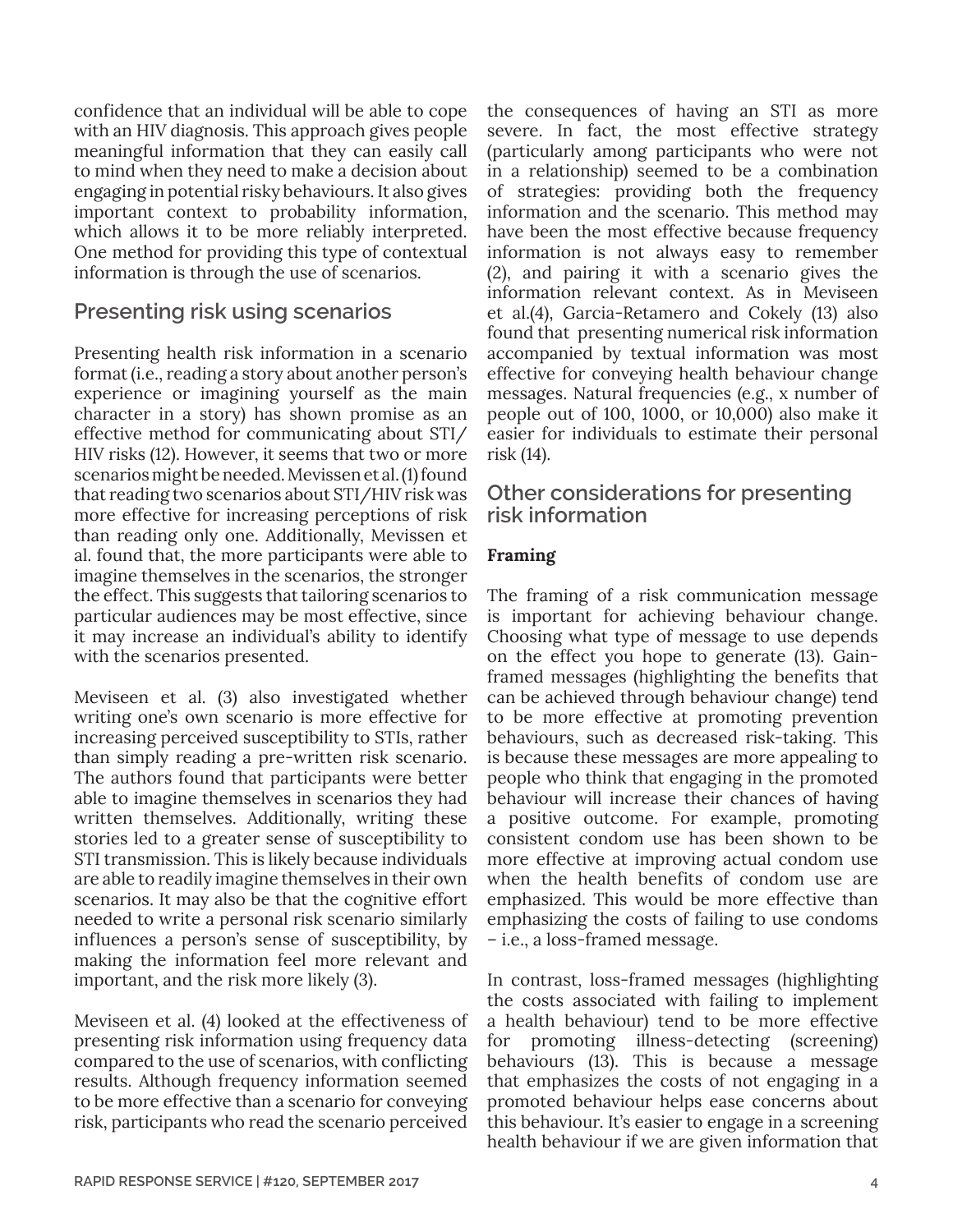confidence that an individual will be able to cope with an HIV diagnosis. This approach gives people meaningful information that they can easily call to mind when they need to make a decision about engaging in potential risky behaviours. It also gives important context to probability information, which allows it to be more reliably interpreted. One method for providing this type of contextual information is through the use of scenarios.

## Presenting risk using scenarios

Presenting health risk information in a scenario format (i.e., reading a story about another person's experience or imagining yourself as the main character in a story) has shown promise as an effective method for communicating about STI/HIV risks (12). However, it seems that two or more scenarios might be needed. Mevissen et al. (1) found that reading two scenarios about STI/HIV risk was more effective for increasing perceptions of risk than reading only one. Additionally, Mevissen et al. found that, the more participants were able to imagine themselves in the scenarios, the stronger the effect. This suggests that tailoring scenarios to particular audiences may be most effective, since it may increase an individual's ability to identify with the scenarios presented.

Meviseen et al. (3) also investigated whether writing one's own scenario is more effective for increasing perceived susceptibility to STIs, rather than simply reading a pre-written risk scenario. The authors found that participants were better able to imagine themselves in scenarios they had written themselves. Additionally, writing these stories led to a greater sense of susceptibility to STI transmission. This is likely because individuals are able to readily imagine themselves in their own scenarios. It may also be that the cognitive effort needed to write a personal risk scenario similarly influences a person's sense of susceptibility, by making the information feel more relevant and important, and the risk more likely (3).

Meviseen et al. (4) looked at the effectiveness of presenting risk information using frequency data compared to the use of scenarios, with conflicting results. Although frequency information seemed to be more effective than a scenario for conveying risk, participants who read the scenario perceived the consequences of having an STI as more severe. In fact, the most effective strategy (particularly among participants who were not in a relationship) seemed to be a combination of strategies: providing both the frequency information and the scenario. This method may have been the most effective because frequency information is not always easy to remember (2), and pairing it with a scenario gives the information relevant context. As in Meviseen et al.(4), Garcia-Retamero and Cokely (13) also found that presenting numerical risk information accompanied by textual information was most effective for conveying health behaviour change messages. Natural frequencies (e.g., x number of people out of 100, 1000, or 10,000) also make it easier for individuals to estimate their personal risk (14).

## Other considerations for presenting risk information

**Framing**

The framing of a risk communication message is important for achieving behaviour change. Choosing what type of message to use depends on the effect you hope to generate (13). Gain-framed messages (highlighting the benefits that can be achieved through behaviour change) tend to be more effective at promoting prevention behaviours, such as decreased risk-taking. This is because these messages are more appealing to people who think that engaging in the promoted behaviour will increase their chances of having a positive outcome. For example, promoting consistent condom use has been shown to be more effective at improving actual condom use when the health benefits of condom use are emphasized. This would be more effective than emphasizing the costs of failing to use condoms – i.e., a loss-framed message.

In contrast, loss-framed messages (highlighting the costs associated with failing to implement a health behaviour) tend to be more effective for promoting illness-detecting (screening) behaviours (13). This is because a message that emphasizes the costs of not engaging in a promoted behaviour helps ease concerns about this behaviour. It's easier to engage in a screening health behaviour if we are given information that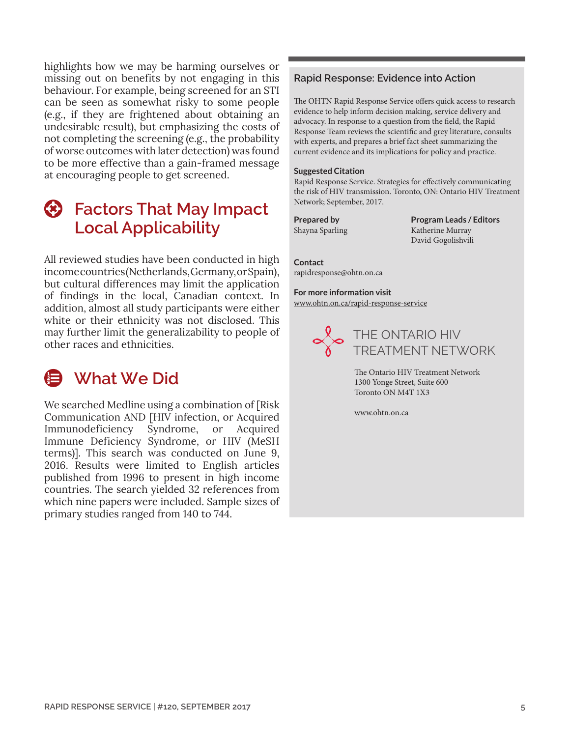highlights how we may be harming ourselves or missing out on benefits by not engaging in this behaviour. For example, being screened for an STI can be seen as somewhat risky to some people (e.g., if they are frightened about obtaining an undesirable result), but emphasizing the costs of not completing the screening (e.g., the probability of worse outcomes with later detection) was found to be more effective than a gain-framed message at encouraging people to get screened.

## Factors That May Impact Local Applicability

All reviewed studies have been conducted in high income countries (Netherlands, Germany, or Spain), but cultural differences may limit the application of findings in the local, Canadian context. In addition, almost all study participants were either white or their ethnicity was not disclosed. This may further limit the generalizability to people of other races and ethnicities.

## What We Did

We searched Medline using a combination of [Risk Communication AND [HIV infection, or Acquired Immunodeficiency Syndrome, or Acquired Immune Deficiency Syndrome, or HIV (MeSH terms)]. This search was conducted on June 9, 2016. Results were limited to English articles published from 1996 to present in high income countries. The search yielded 32 references from which nine papers were included. Sample sizes of primary studies ranged from 140 to 744.

### Rapid Response: Evidence into Action

The OHTN Rapid Response Service offers quick access to research evidence to help inform decision making, service delivery and advocacy. In response to a question from the field, the Rapid Response Team reviews the scientific and grey literature, consults with experts, and prepares a brief fact sheet summarizing the current evidence and its implications for policy and practice.

**Suggested Citation**
Rapid Response Service. Strategies for effectively communicating the risk of HIV transmission. Toronto, ON: Ontario HIV Treatment Network; September, 2017.

**Prepared by**
Shayna Sparling

**Program Leads / Editors**
Katherine Murray
David Gogolishvili

**Contact**
rapidresponse@ohtn.on.ca

**For more information visit**
www.ohtn.on.ca/rapid-response-service

THE ONTARIO HIV TREATMENT NETWORK

The Ontario HIV Treatment Network
1300 Yonge Street, Suite 600
Toronto ON M4T 1X3

www.ohtn.on.ca